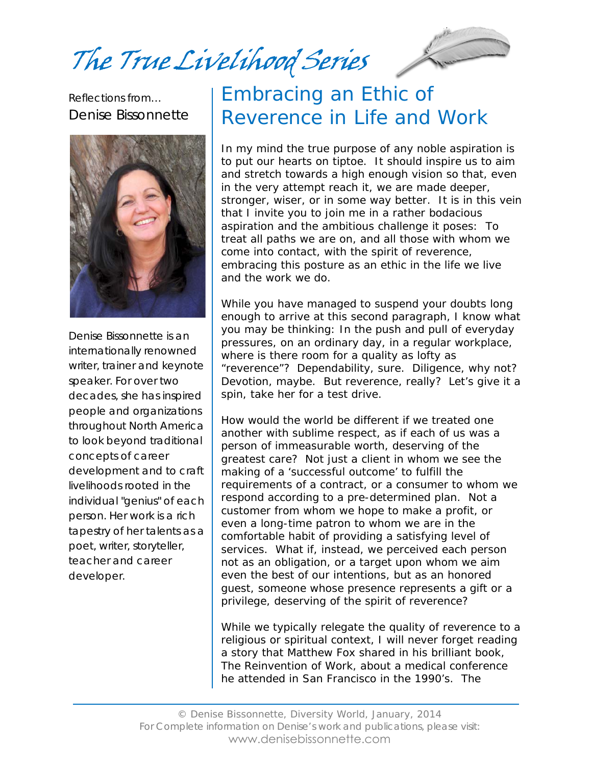# The True Livelihood Series

Reflections from...
Denise Bissonnette

Denise Bissonnette is an internationally renowned writer, trainer and keynote speaker. For over two decades, she has inspired people and organizations throughout North America to look beyond traditional concepts of career development and to craft livelihoods rooted in the individual "genius" of each person. Her work is a rich tapestry of her talents as a poet, writer, storyteller, teacher and career developer.

## Embracing an Ethic of Reverence in Life and Work

In my mind the true purpose of any noble aspiration is to put our hearts on tiptoe. It should inspire us to aim and stretch towards a high enough vision so that, even in the very attempt reach it, we are made deeper, stronger, wiser, or in some way better. It is in this vein that I invite you to join me in a rather bodacious aspiration and the ambitious challenge it poses: To treat all paths we are on, and all those with whom we come into contact, with the spirit of reverence, embracing this posture as an ethic in the life we live and the work we do.

While you have managed to suspend your doubts long enough to arrive at this second paragraph, I know what you may be thinking: In the push and pull of everyday pressures, on an ordinary day, in a regular workplace, where is there room for a quality as lofty as "reverence"? Dependability, sure. Diligence, why not? Devotion, maybe. But reverence, really? Let's give it a spin, take her for a test drive.

How would the world be different if we treated one another with sublime respect, as if each of us was a person of immeasurable worth, deserving of the greatest care? Not just a client in whom we see the making of a 'successful outcome' to fulfill the requirements of a contract, or a consumer to whom we respond according to a pre-determined plan. Not a customer from whom we hope to make a profit, or even a long-time patron to whom we are in the comfortable habit of providing a satisfying level of services. What if, instead, we perceived each person not as an obligation, or a target upon whom we aim even the best of our intentions, but as an honored guest, someone whose presence represents a gift or a privilege, deserving of the spirit of reverence?

While we typically relegate the quality of reverence to a religious or spiritual context, I will never forget reading a story that Matthew Fox shared in his brilliant book, The Reinvention of Work, about a medical conference he attended in San Francisco in the 1990's. The

© Denise Bissonnette, Diversity World, January, 2014
For Complete information on Denise's work and publications, please visit:
www.denisebissonnette.com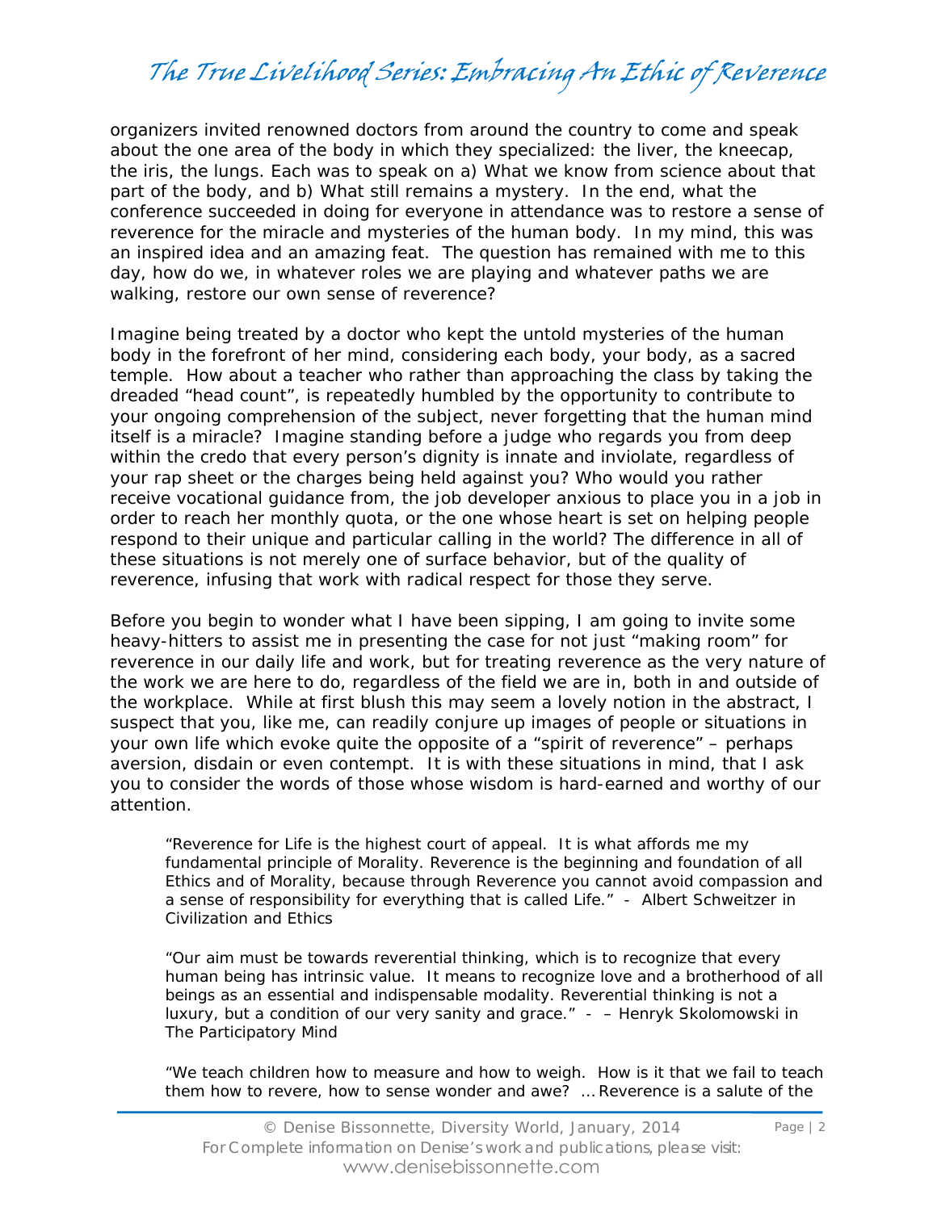organizers invited renowned doctors from around the country to come and speak about the one area of the body in which they specialized: the liver, the kneecap, the iris, the lungs. Each was to speak on a) What we know from science about that part of the body, and b) What still remains a mystery. In the end, what the conference succeeded in doing for everyone in attendance was to restore a sense of reverence for the miracle and mysteries of the human body. In my mind, this was an inspired idea and an amazing feat. The question has remained with me to this day, how do we, in whatever roles we are playing and whatever paths we are walking, restore our own sense of reverence?

Imagine being treated by a doctor who kept the untold mysteries of the human body in the forefront of her mind, considering each body, your body, as a sacred temple. How about a teacher who rather than approaching the class by taking the dreaded "head count", is repeatedly humbled by the opportunity to contribute to your ongoing comprehension of the subject, never forgetting that the human mind itself is a miracle? Imagine standing before a judge who regards you from deep within the credo that every person's dignity is innate and inviolate, regardless of your rap sheet or the charges being held against you? Who would you rather receive vocational guidance from, the job developer anxious to place you in a job in order to reach her monthly quota, or the one whose heart is set on helping people respond to their unique and particular calling in the world? The difference in all of these situations is not merely one of surface behavior, but of the quality of reverence, infusing that work with radical respect for those they serve.

Before you begin to wonder what I have been sipping, I am going to invite some heavy-hitters to assist me in presenting the case for not just "making room" for reverence in our daily life and work, but for treating reverence as the very nature of the work we are here to do, regardless of the field we are in, both in and outside of the workplace. While at first blush this may seem a lovely notion in the abstract, I suspect that you, like me, can readily conjure up images of people or situations in your own life which evoke quite the opposite of a "spirit of reverence" – perhaps aversion, disdain or even contempt. It is with these situations in mind, that I ask you to consider the words of those whose wisdom is hard-earned and worthy of our attention.

> "Reverence for Life is the highest court of appeal. It is what affords me my fundamental principle of Morality. Reverence is the beginning and foundation of all Ethics and of Morality, because through Reverence you cannot avoid compassion and a sense of responsibility for everything that is called Life." - Albert Schweitzer in Civilization and Ethics

> "Our aim must be towards reverential thinking, which is to recognize that every human being has intrinsic value. It means to recognize love and a brotherhood of all beings as an essential and indispensable modality. Reverential thinking is not a luxury, but a condition of our very sanity and grace." - – Henryk Skolomowski in The Participatory Mind

> "We teach children how to measure and how to weigh. How is it that we fail to teach them how to revere, how to sense wonder and awe? … Reverence is a salute of the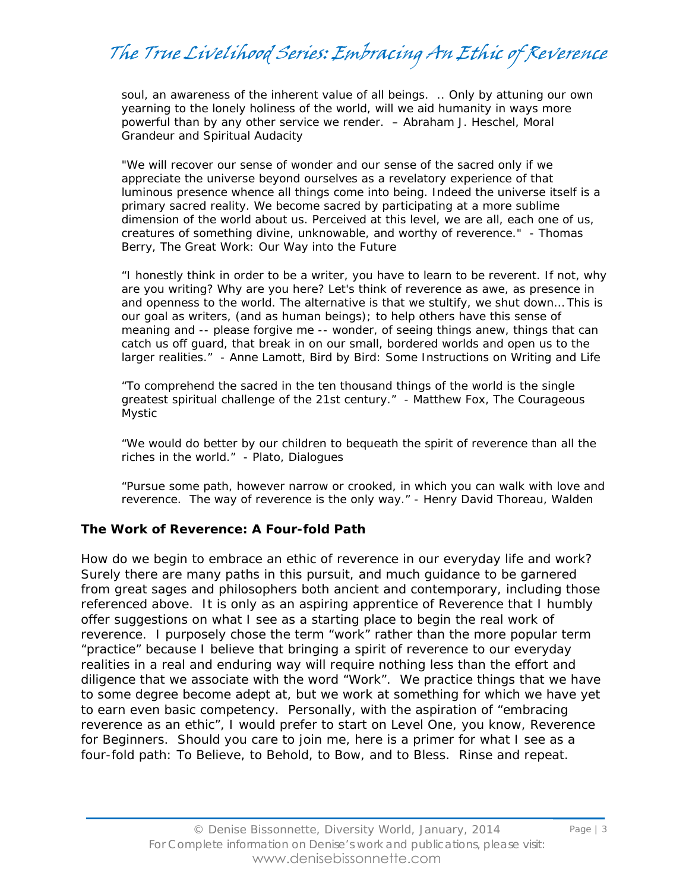soul, an awareness of the inherent value of all beings. .. Only by attuning our own yearning to the lonely holiness of the world, will we aid humanity in ways more powerful than by any other service we render. – Abraham J. Heschel, Moral Grandeur and Spiritual Audacity

"We will recover our sense of wonder and our sense of the sacred only if we appreciate the universe beyond ourselves as a revelatory experience of that luminous presence whence all things come into being. Indeed the universe itself is a primary sacred reality. We become sacred by participating at a more sublime dimension of the world about us. Perceived at this level, we are all, each one of us, creatures of something divine, unknowable, and worthy of reverence." - Thomas Berry, The Great Work: Our Way into the Future

"I honestly think in order to be a writer, you have to learn to be reverent. If not, why are you writing? Why are you here? Let's think of reverence as awe, as presence in and openness to the world. The alternative is that we stultify, we shut down… This is our goal as writers, (and as human beings); to help others have this sense of meaning and -- please forgive me -- wonder, of seeing things anew, things that can catch us off guard, that break in on our small, bordered worlds and open us to the larger realities." - Anne Lamott, Bird by Bird: Some Instructions on Writing and Life

"To comprehend the sacred in the ten thousand things of the world is the single greatest spiritual challenge of the 21st century." - Matthew Fox, The Courageous Mystic

"We would do better by our children to bequeath the spirit of reverence than all the riches in the world." - Plato, Dialogues

"Pursue some path, however narrow or crooked, in which you can walk with love and reverence. The way of reverence is the only way." - Henry David Thoreau, Walden

**The Work of Reverence: A Four-fold Path**

How do we begin to embrace an ethic of reverence in our everyday life and work? Surely there are many paths in this pursuit, and much guidance to be garnered from great sages and philosophers both ancient and contemporary, including those referenced above. It is only as an aspiring apprentice of Reverence that I humbly offer suggestions on what I see as a starting place to begin the real work of reverence. I purposely chose the term "work" rather than the more popular term "practice" because I believe that bringing a spirit of reverence to our everyday realities in a real and enduring way will require nothing less than the effort and diligence that we associate with the word "Work". We practice things that we have to some degree become adept at, but we work at something for which we have yet to earn even basic competency. Personally, with the aspiration of "embracing reverence as an ethic", I would prefer to start on Level One, you know, Reverence for Beginners. Should you care to join me, here is a primer for what I see as a four-fold path: To Believe, to Behold, to Bow, and to Bless. Rinse and repeat.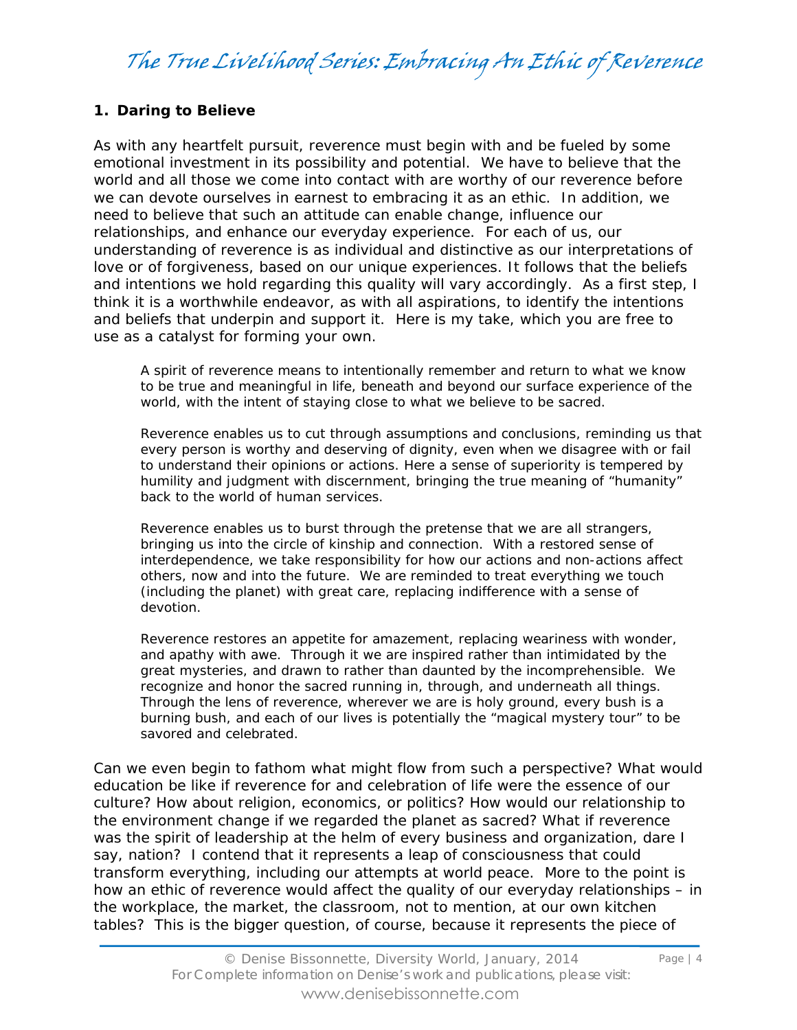## 1. Daring to Believe

As with any heartfelt pursuit, reverence must begin with and be fueled by some emotional investment in its possibility and potential. We have to believe that the world and all those we come into contact with are worthy of our reverence before we can devote ourselves in earnest to embracing it as an ethic. In addition, we need to believe that such an attitude can enable change, influence our relationships, and enhance our everyday experience. For each of us, our understanding of reverence is as individual and distinctive as our interpretations of love or of forgiveness, based on our unique experiences. It follows that the beliefs and intentions we hold regarding this quality will vary accordingly. As a first step, I think it is a worthwhile endeavor, as with all aspirations, to identify the intentions and beliefs that underpin and support it. Here is my take, which you are free to use as a catalyst for forming your own.

> A spirit of reverence means to intentionally remember and return to what we know to be true and meaningful in life, beneath and beyond our surface experience of the world, with the intent of staying close to what we believe to be sacred.
>
> Reverence enables us to cut through assumptions and conclusions, reminding us that every person is worthy and deserving of dignity, even when we disagree with or fail to understand their opinions or actions. Here a sense of superiority is tempered by humility and judgment with discernment, bringing the true meaning of "humanity" back to the world of human services.
>
> Reverence enables us to burst through the pretense that we are all strangers, bringing us into the circle of kinship and connection. With a restored sense of interdependence, we take responsibility for how our actions and non-actions affect others, now and into the future. We are reminded to treat everything we touch (including the planet) with great care, replacing indifference with a sense of devotion.
>
> Reverence restores an appetite for amazement, replacing weariness with wonder, and apathy with awe. Through it we are inspired rather than intimidated by the great mysteries, and drawn to rather than daunted by the incomprehensible. We recognize and honor the sacred running in, through, and underneath all things. Through the lens of reverence, wherever we are is holy ground, every bush is a burning bush, and each of our lives is potentially the "magical mystery tour" to be savored and celebrated.

Can we even begin to fathom what might flow from such a perspective? What would education be like if reverence for and celebration of life were the essence of our culture? How about religion, economics, or politics? How would our relationship to the environment change if we regarded the planet as sacred? What if reverence was the spirit of leadership at the helm of every business and organization, dare I say, nation? I contend that it represents a leap of consciousness that could transform everything, including our attempts at world peace. More to the point is how an ethic of reverence would affect the quality of our everyday relationships – in the workplace, the market, the classroom, not to mention, at our own kitchen tables? This is the bigger question, of course, because it represents the piece of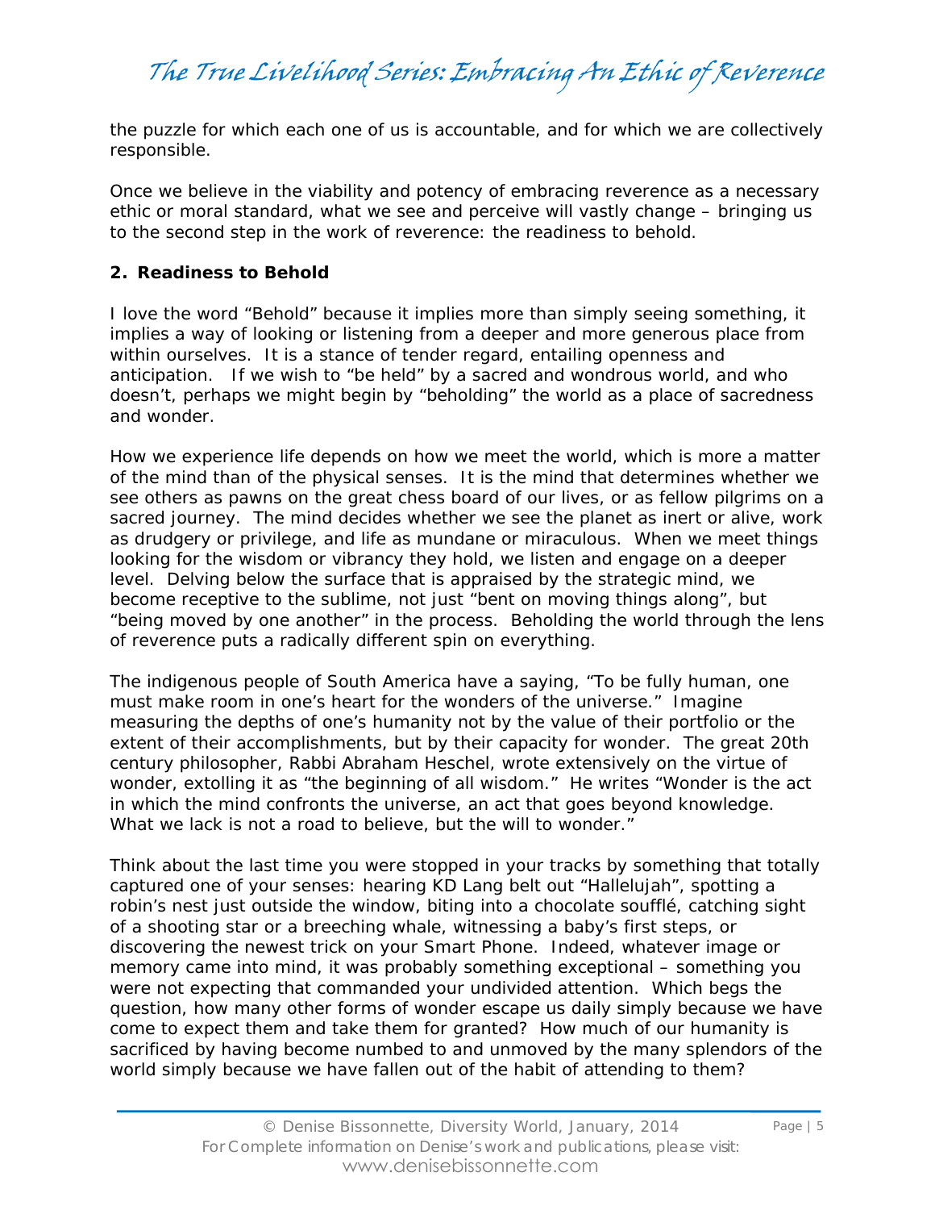the puzzle for which each one of us is accountable, and for which we are collectively responsible.

Once we believe in the viability and potency of embracing reverence as a necessary ethic or moral standard, what we see and perceive will vastly change – bringing us to the second step in the work of reverence: the readiness to behold.

**2. Readiness to Behold**

I love the word "Behold" because it implies more than simply seeing something, it implies a way of looking or listening from a deeper and more generous place from within ourselves. It is a stance of tender regard, entailing openness and anticipation. If we wish to "be held" by a sacred and wondrous world, and who doesn't, perhaps we might begin by "beholding" the world as a place of sacredness and wonder.

How we experience life depends on how we meet the world, which is more a matter of the mind than of the physical senses. It is the mind that determines whether we see others as pawns on the great chess board of our lives, or as fellow pilgrims on a sacred journey. The mind decides whether we see the planet as inert or alive, work as drudgery or privilege, and life as mundane or miraculous. When we meet things looking for the wisdom or vibrancy they hold, we listen and engage on a deeper level. Delving below the surface that is appraised by the strategic mind, we become receptive to the sublime, not just "bent on moving things along", but "being moved by one another" in the process. Beholding the world through the lens of reverence puts a radically different spin on everything.

The indigenous people of South America have a saying, "To be fully human, one must make room in one's heart for the wonders of the universe." Imagine measuring the depths of one's humanity not by the value of their portfolio or the extent of their accomplishments, but by their capacity for wonder. The great 20th century philosopher, Rabbi Abraham Heschel, wrote extensively on the virtue of wonder, extolling it as "the beginning of all wisdom." He writes "Wonder is the act in which the mind confronts the universe, an act that goes beyond knowledge. What we lack is not a road to believe, but the will to wonder."

Think about the last time you were stopped in your tracks by something that totally captured one of your senses: hearing KD Lang belt out "Hallelujah", spotting a robin's nest just outside the window, biting into a chocolate soufflé, catching sight of a shooting star or a breeching whale, witnessing a baby's first steps, or discovering the newest trick on your Smart Phone. Indeed, whatever image or memory came into mind, it was probably something exceptional – something you were not expecting that commanded your undivided attention. Which begs the question, how many other forms of wonder escape us daily simply because we have come to expect them and take them for granted? How much of our humanity is sacrificed by having become numbed to and unmoved by the many splendors of the world simply because we have fallen out of the habit of attending to them?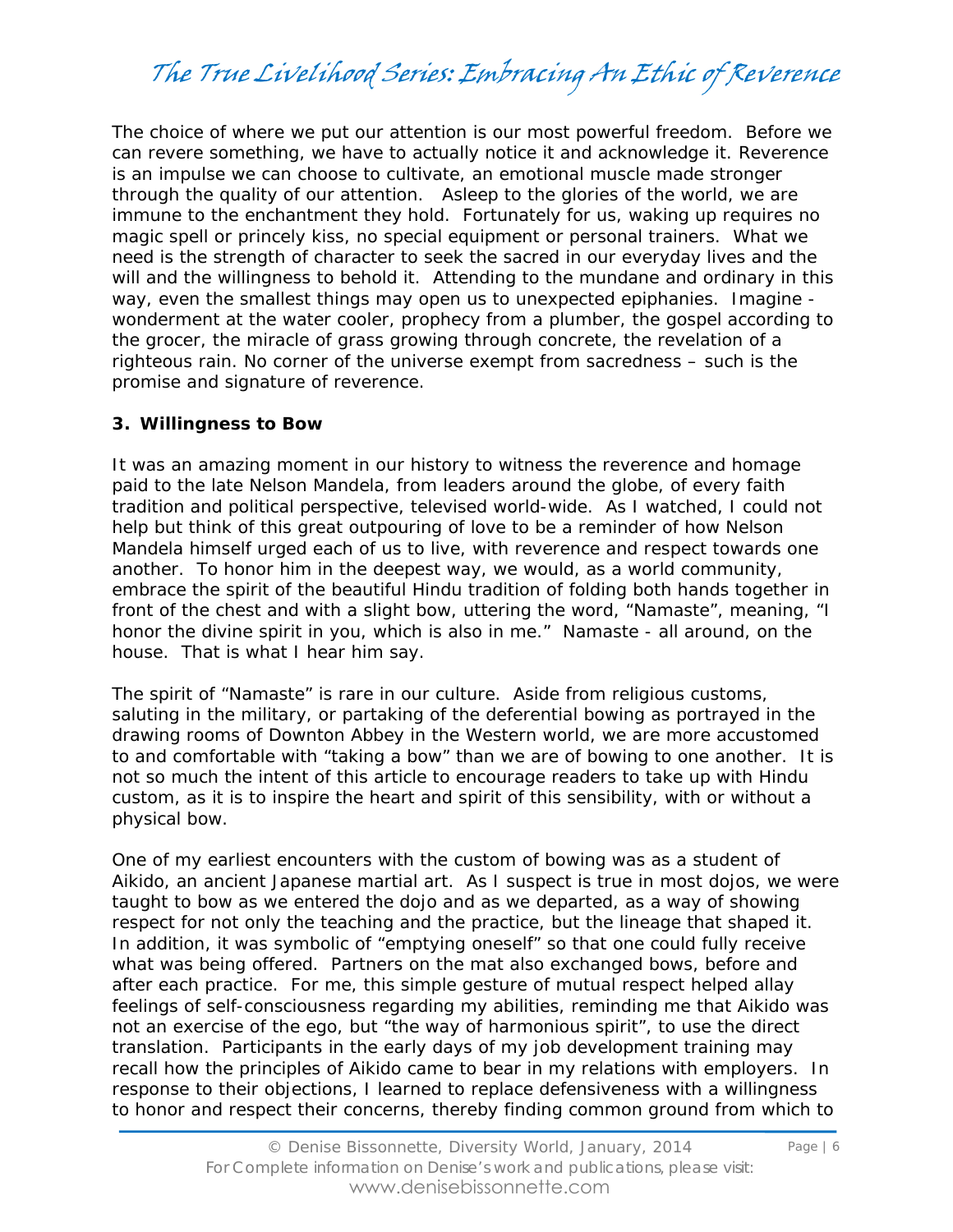The choice of where we put our attention is our most powerful freedom. Before we can revere something, we have to actually notice it and acknowledge it. Reverence is an impulse we can choose to cultivate, an emotional muscle made stronger through the quality of our attention. Asleep to the glories of the world, we are immune to the enchantment they hold. Fortunately for us, waking up requires no magic spell or princely kiss, no special equipment or personal trainers. What we need is the strength of character to seek the sacred in our everyday lives and the will and the willingness to behold it. Attending to the mundane and ordinary in this way, even the smallest things may open us to unexpected epiphanies. Imagine - wonderment at the water cooler, prophecy from a plumber, the gospel according to the grocer, the miracle of grass growing through concrete, the revelation of a righteous rain. No corner of the universe exempt from sacredness – such is the promise and signature of reverence.

### 3. Willingness to Bow

It was an amazing moment in our history to witness the reverence and homage paid to the late Nelson Mandela, from leaders around the globe, of every faith tradition and political perspective, televised world-wide. As I watched, I could not help but think of this great outpouring of love to be a reminder of how Nelson Mandela himself urged each of us to live, with reverence and respect towards one another. To honor him in the deepest way, we would, as a world community, embrace the spirit of the beautiful Hindu tradition of folding both hands together in front of the chest and with a slight bow, uttering the word, "Namaste", meaning, "I honor the divine spirit in you, which is also in me." Namaste - all around, on the house. That is what I hear him say.

The spirit of "Namaste" is rare in our culture. Aside from religious customs, saluting in the military, or partaking of the deferential bowing as portrayed in the drawing rooms of Downton Abbey in the Western world, we are more accustomed to and comfortable with "taking a bow" than we are of bowing to one another. It is not so much the intent of this article to encourage readers to take up with Hindu custom, as it is to inspire the heart and spirit of this sensibility, with or without a physical bow.

One of my earliest encounters with the custom of bowing was as a student of Aikido, an ancient Japanese martial art. As I suspect is true in most dojos, we were taught to bow as we entered the dojo and as we departed, as a way of showing respect for not only the teaching and the practice, but the lineage that shaped it. In addition, it was symbolic of "emptying oneself" so that one could fully receive what was being offered. Partners on the mat also exchanged bows, before and after each practice. For me, this simple gesture of mutual respect helped allay feelings of self-consciousness regarding my abilities, reminding me that Aikido was not an exercise of the ego, but "the way of harmonious spirit", to use the direct translation. Participants in the early days of my job development training may recall how the principles of Aikido came to bear in my relations with employers. In response to their objections, I learned to replace defensiveness with a willingness to honor and respect their concerns, thereby finding common ground from which to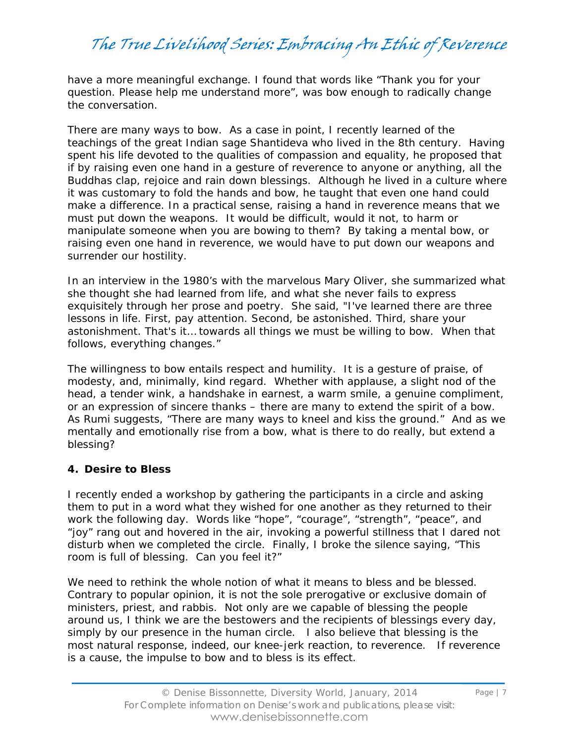have a more meaningful exchange. I found that words like "Thank you for your question. Please help me understand more", was bow enough to radically change the conversation.

There are many ways to bow. As a case in point, I recently learned of the teachings of the great Indian sage Shantideva who lived in the 8th century. Having spent his life devoted to the qualities of compassion and equality, he proposed that if by raising even one hand in a gesture of reverence to anyone or anything, all the Buddhas clap, rejoice and rain down blessings. Although he lived in a culture where it was customary to fold the hands and bow, he taught that even one hand could make a difference. In a practical sense, raising a hand in reverence means that we must put down the weapons. It would be difficult, would it not, to harm or manipulate someone when you are bowing to them? By taking a mental bow, or raising even one hand in reverence, we would have to put down our weapons and surrender our hostility.

In an interview in the 1980's with the marvelous Mary Oliver, she summarized what she thought she had learned from life, and what she never fails to express exquisitely through her prose and poetry. She said, "I've learned there are three lessons in life. First, pay attention. Second, be astonished. Third, share your astonishment. That's it… towards all things we must be willing to bow. When that follows, everything changes."

The willingness to bow entails respect and humility. It is a gesture of praise, of modesty, and, minimally, kind regard. Whether with applause, a slight nod of the head, a tender wink, a handshake in earnest, a warm smile, a genuine compliment, or an expression of sincere thanks – there are many to extend the spirit of a bow. As Rumi suggests, "There are many ways to kneel and kiss the ground." And as we mentally and emotionally rise from a bow, what is there to do really, but extend a blessing?

**4. Desire to Bless**

I recently ended a workshop by gathering the participants in a circle and asking them to put in a word what they wished for one another as they returned to their work the following day. Words like "hope", "courage", "strength", "peace", and "joy" rang out and hovered in the air, invoking a powerful stillness that I dared not disturb when we completed the circle. Finally, I broke the silence saying, "This room is full of blessing. Can you feel it?"

We need to rethink the whole notion of what it means to bless and be blessed. Contrary to popular opinion, it is not the sole prerogative or exclusive domain of ministers, priest, and rabbis. Not only are we capable of blessing the people around us, I think we are the bestowers and the recipients of blessings every day, simply by our presence in the human circle. I also believe that blessing is the most natural response, indeed, our knee-jerk reaction, to reverence. If reverence is a cause, the impulse to bow and to bless is its effect.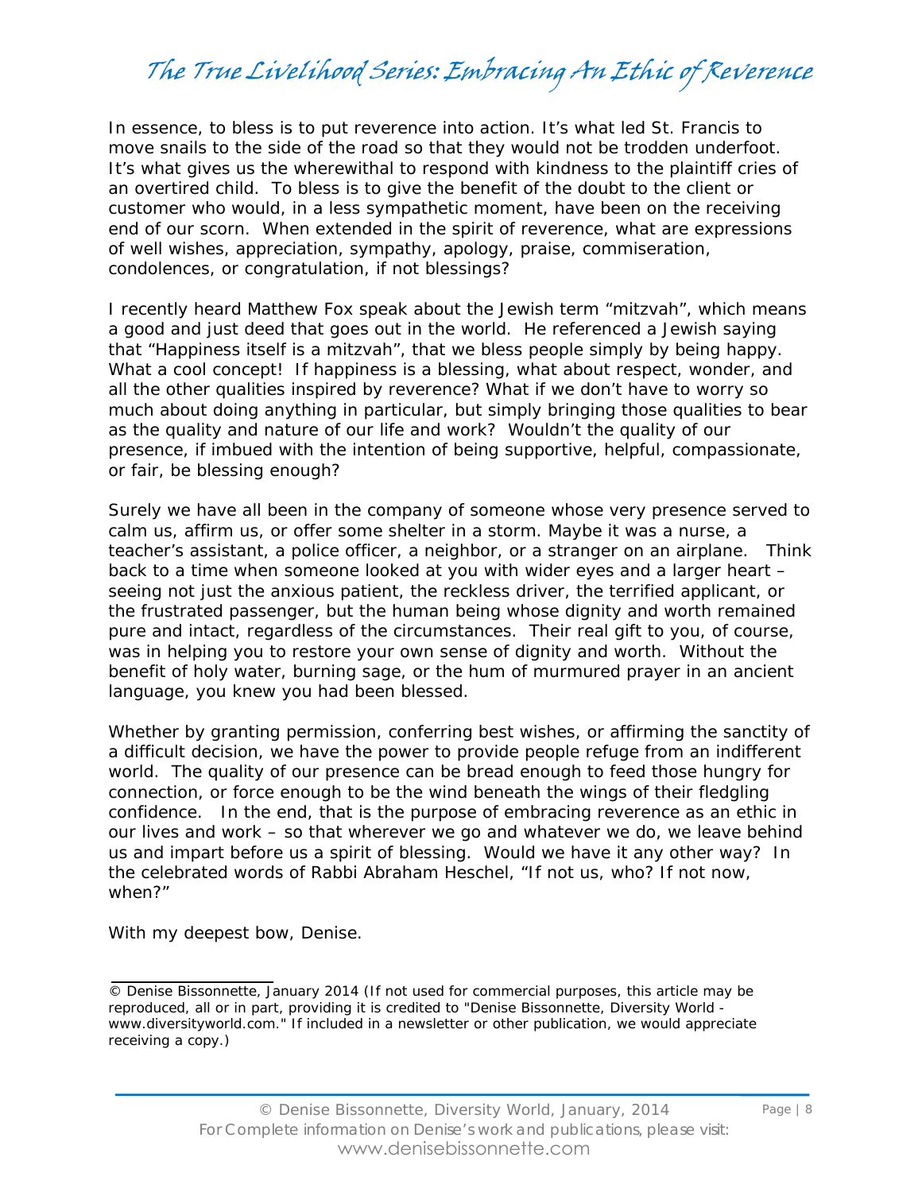In essence, to bless is to put reverence into action. It's what led St. Francis to move snails to the side of the road so that they would not be trodden underfoot. It's what gives us the wherewithal to respond with kindness to the plaintiff cries of an overtired child. To bless is to give the benefit of the doubt to the client or customer who would, in a less sympathetic moment, have been on the receiving end of our scorn. When extended in the spirit of reverence, what are expressions of well wishes, appreciation, sympathy, apology, praise, commiseration, condolences, or congratulation, if not blessings?

I recently heard Matthew Fox speak about the Jewish term "mitzvah", which means a good and just deed that goes out in the world. He referenced a Jewish saying that "Happiness itself is a mitzvah", that we bless people simply by being happy. What a cool concept! If happiness is a blessing, what about respect, wonder, and all the other qualities inspired by reverence? What if we don't have to worry so much about doing anything in particular, but simply bringing those qualities to bear as the quality and nature of our life and work? Wouldn't the quality of our presence, if imbued with the intention of being supportive, helpful, compassionate, or fair, be blessing enough?

Surely we have all been in the company of someone whose very presence served to calm us, affirm us, or offer some shelter in a storm. Maybe it was a nurse, a teacher's assistant, a police officer, a neighbor, or a stranger on an airplane. Think back to a time when someone looked at you with wider eyes and a larger heart – seeing not just the anxious patient, the reckless driver, the terrified applicant, or the frustrated passenger, but the human being whose dignity and worth remained pure and intact, regardless of the circumstances. Their real gift to you, of course, was in helping you to restore your own sense of dignity and worth. Without the benefit of holy water, burning sage, or the hum of murmured prayer in an ancient language, you knew you had been blessed.

Whether by granting permission, conferring best wishes, or affirming the sanctity of a difficult decision, we have the power to provide people refuge from an indifferent world. The quality of our presence can be bread enough to feed those hungry for connection, or force enough to be the wind beneath the wings of their fledgling confidence. In the end, that is the purpose of embracing reverence as an ethic in our lives and work – so that wherever we go and whatever we do, we leave behind us and impart before us a spirit of blessing. Would we have it any other way? In the celebrated words of Rabbi Abraham Heschel, "If not us, who? If not now, when?"

With my deepest bow, Denise.

---

© Denise Bissonnette, January 2014 (If not used for commercial purposes, this article may be reproduced, all or in part, providing it is credited to "Denise Bissonnette, Diversity World - www.diversityworld.com." If included in a newsletter or other publication, we would appreciate receiving a copy.)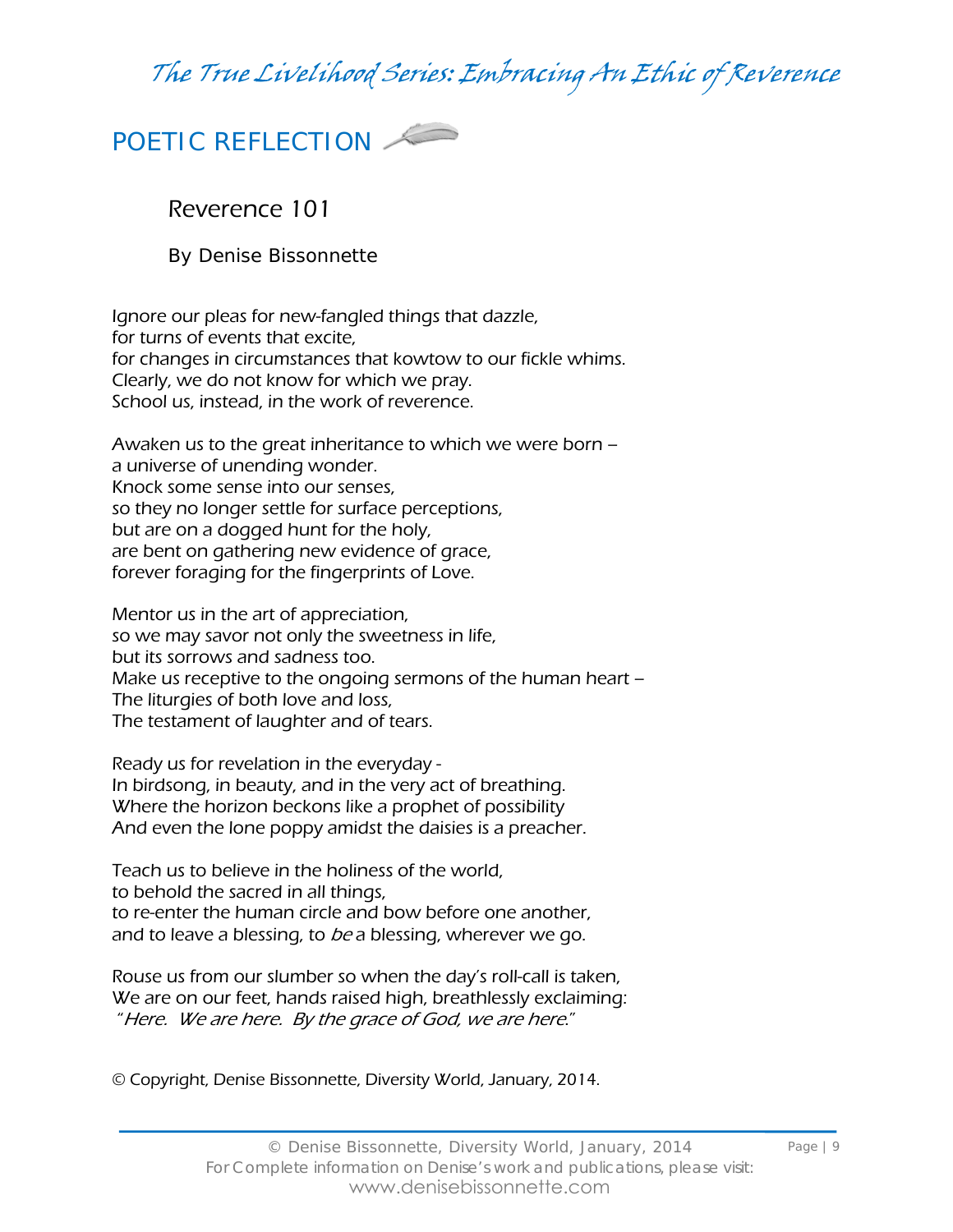## POETIC REFLECTION

### Reverence 101

By Denise Bissonnette

*Ignore our pleas for new-fangled things that dazzle,*
*for turns of events that excite,*
*for changes in circumstances that kowtow to our fickle whims.*
*Clearly, we do not know for which we pray.*
*School us, instead, in the work of reverence.*

*Awaken us to the great inheritance to which we were born –*
*a universe of unending wonder.*
*Knock some sense into our senses,*
*so they no longer settle for surface perceptions,*
*but are on a dogged hunt for the holy,*
*are bent on gathering new evidence of grace,*
*forever foraging for the fingerprints of Love.*

*Mentor us in the art of appreciation,*
*so we may savor not only the sweetness in life,*
*but its sorrows and sadness too.*
*Make us receptive to the ongoing sermons of the human heart –*
*The liturgies of both love and loss,*
*The testament of laughter and of tears.*

*Ready us for revelation in the everyday -*
*In birdsong, in beauty, and in the very act of breathing.*
*Where the horizon beckons like a prophet of possibility*
*And even the lone poppy amidst the daisies is a preacher.*

*Teach us to believe in the holiness of the world,*
*to behold the sacred in all things,*
*to re-enter the human circle and bow before one another,*
*and to leave a blessing, to* be *a blessing, wherever we go.*

*Rouse us from our slumber so when the day's roll-call is taken,*
*We are on our feet, hands raised high, breathlessly exclaiming:*
*"Here. We are here. By the grace of God, we are here."*

© Copyright, Denise Bissonnette, Diversity World, January, 2014.

For Complete information on Denise's work and publications, please visit: www.denisebissonnette.com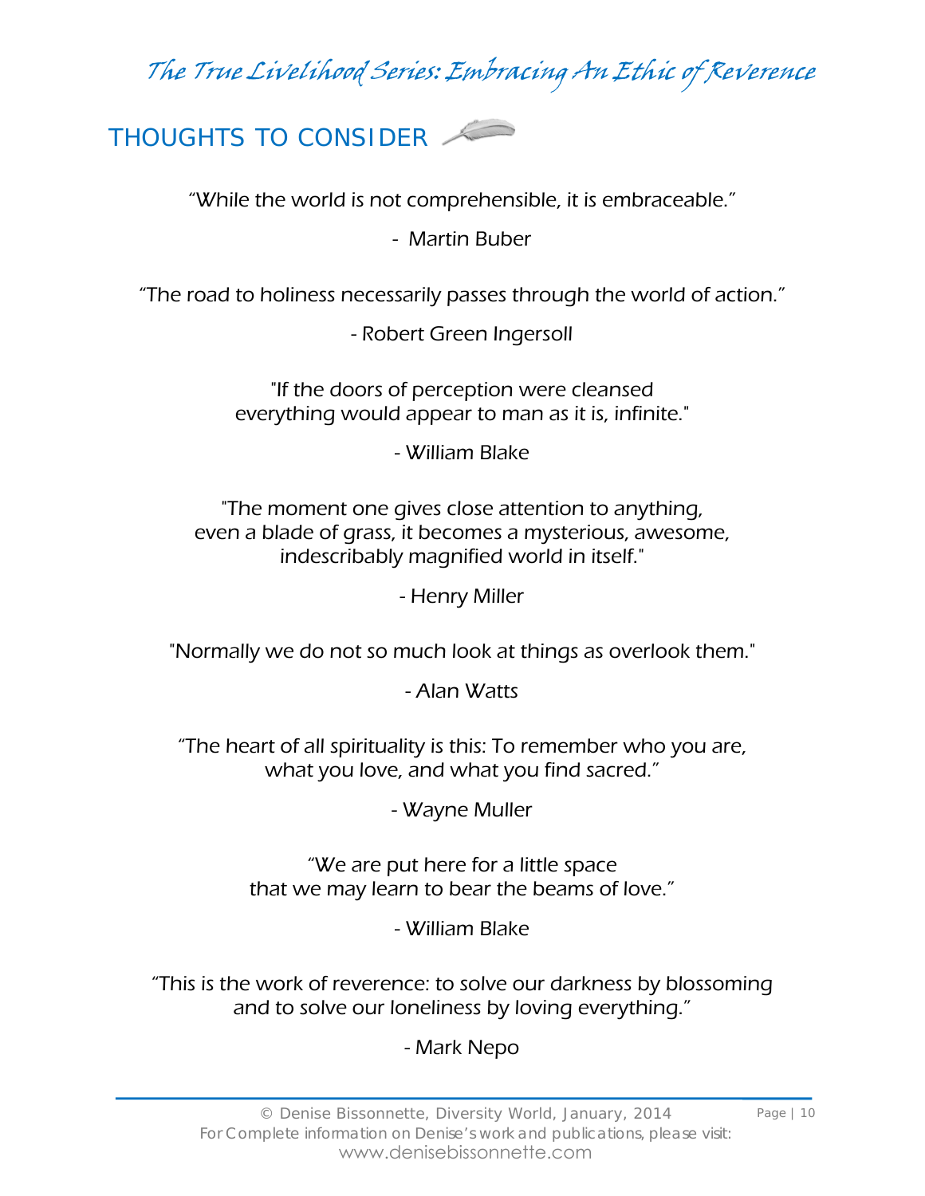## THOUGHTS TO CONSIDER

"While the world is not comprehensible, it is embraceable."

\- Martin Buber

"The road to holiness necessarily passes through the world of action."

\- Robert Green Ingersoll

"If the doors of perception were cleansed
everything would appear to man as it is, infinite."

\- William Blake

"The moment one gives close attention to anything,
even a blade of grass, it becomes a mysterious, awesome,
indescribably magnified world in itself."

\- Henry Miller

"Normally we do not so much look at things as overlook them."

\- Alan Watts

"The heart of all spirituality is this: To remember who you are,
what you love, and what you find sacred."

\- Wayne Muller

"We are put here for a little space
that we may learn to bear the beams of love."

\- William Blake

"This is the work of reverence: to solve our darkness by blossoming
and to solve our loneliness by loving everything."

\- Mark Nepo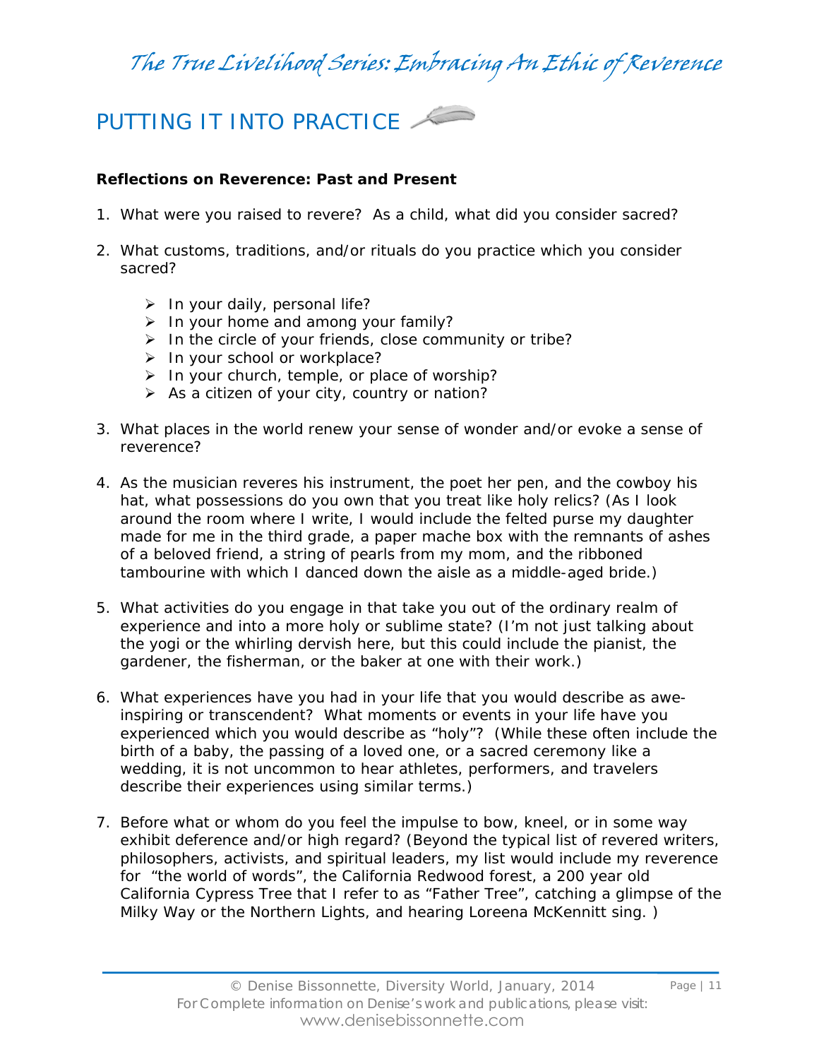## PUTTING IT INTO PRACTICE

**Reflections on Reverence: Past and Present**

1. What were you raised to revere? As a child, what did you consider sacred?

2. What customs, traditions, and/or rituals do you practice which you consider sacred?

   - In your daily, personal life?
   - In your home and among your family?
   - In the circle of your friends, close community or tribe?
   - In your school or workplace?
   - In your church, temple, or place of worship?
   - As a citizen of your city, country or nation?

3. What places in the world renew your sense of wonder and/or evoke a sense of reverence?

4. As the musician reveres his instrument, the poet her pen, and the cowboy his hat, what possessions do you own that you treat like holy relics? (As I look around the room where I write, I would include the felted purse my daughter made for me in the third grade, a paper mache box with the remnants of ashes of a beloved friend, a string of pearls from my mom, and the ribboned tambourine with which I danced down the aisle as a middle-aged bride.)

5. What activities do you engage in that take you out of the ordinary realm of experience and into a more holy or sublime state? (I'm not just talking about the yogi or the whirling dervish here, but this could include the pianist, the gardener, the fisherman, or the baker at one with their work.)

6. What experiences have you had in your life that you would describe as awe-inspiring or transcendent? What moments or events in your life have you experienced which you would describe as "holy"? (While these often include the birth of a baby, the passing of a loved one, or a sacred ceremony like a wedding, it is not uncommon to hear athletes, performers, and travelers describe their experiences using similar terms.)

7. Before what or whom do you feel the impulse to bow, kneel, or in some way exhibit deference and/or high regard? (Beyond the typical list of revered writers, philosophers, activists, and spiritual leaders, my list would include my reverence for "the world of words", the California Redwood forest, a 200 year old California Cypress Tree that I refer to as "Father Tree", catching a glimpse of the Milky Way or the Northern Lights, and hearing Loreena McKennitt sing. )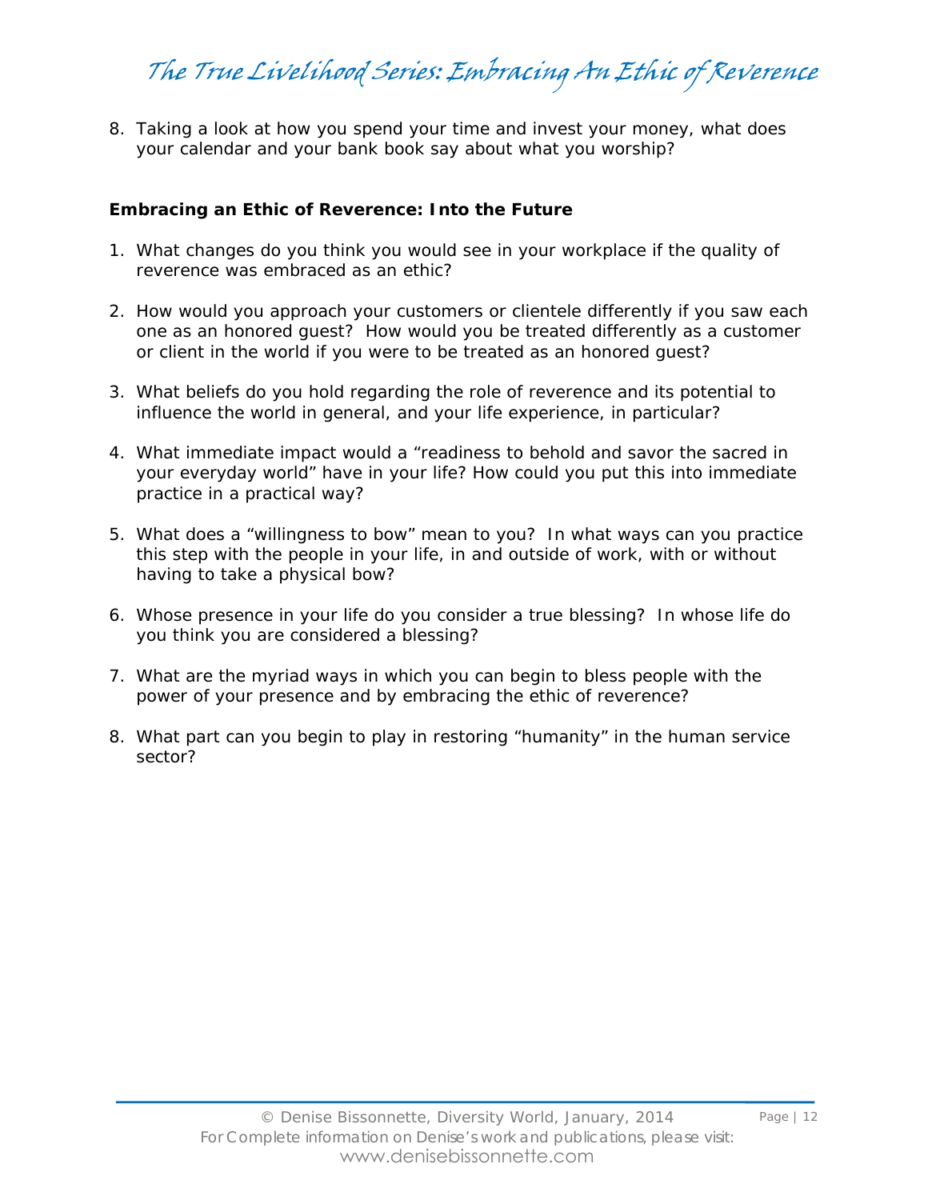8. Taking a look at how you spend your time and invest your money, what does your calendar and your bank book say about what you worship?

**Embracing an Ethic of Reverence: Into the Future**

1. What changes do you think you would see in your workplace if the quality of reverence was embraced as an ethic?

2. How would you approach your customers or clientele differently if you saw each one as an honored guest? How would you be treated differently as a customer or client in the world if you were to be treated as an honored guest?

3. What beliefs do you hold regarding the role of reverence and its potential to influence the world in general, and your life experience, in particular?

4. What immediate impact would a "readiness to behold and savor the sacred in your everyday world" have in your life? How could you put this into immediate practice in a practical way?

5. What does a "willingness to bow" mean to you? In what ways can you practice this step with the people in your life, in and outside of work, with or without having to take a physical bow?

6. Whose presence in your life do you consider a true blessing? In whose life do you think you are considered a blessing?

7. What are the myriad ways in which you can begin to bless people with the power of your presence and by embracing the ethic of reverence?

8. What part can you begin to play in restoring "humanity" in the human service sector?